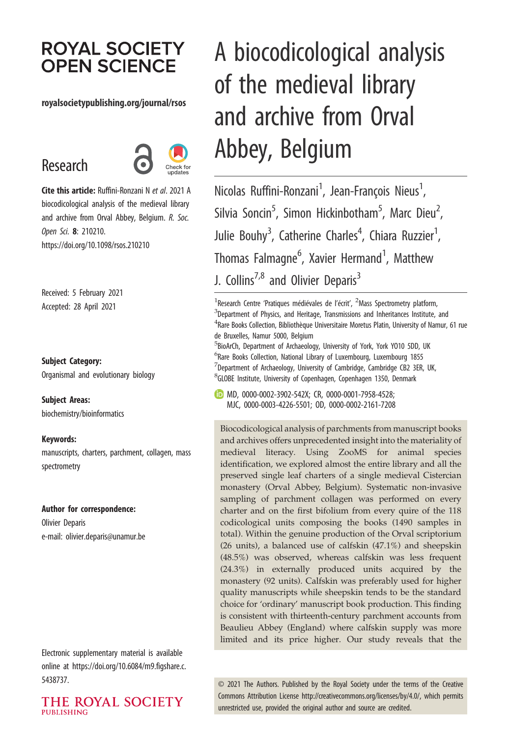# A biocodicological analysis of the medieval library and archive from Orval Abbey, Belgium

Nicolas Ruffini-Ronzani[1], Jean-François Nieus[1], Silvia Soncin[5], Simon Hickinbotham[5], Marc Dieu[2], Julie Bouhy[3], Catherine Charles[4], Chiara Ruzzier[1], Thomas Falmagne[6], Xavier Hermand[1], Matthew J. Collins[7,8] and Olivier Deparis[3]

[1]Research Centre 'Pratiques médiévales de l'écrit', [2]Mass Spectrometry platform, [3]Department of Physics, and Heritage, Transmissions and Inheritances Institute, and [4]Rare Books Collection, Bibliothèque Universitaire Moretus Platin, University of Namur, 61 rue de Bruxelles, Namur 5000, Belgium

[5]BioArCh, Department of Archaeology, University of York, York YO10 5DD, UK

[6]Rare Books Collection, National Library of Luxembourg, Luxembourg 1855

[7]Department of Archaeology, University of Cambridge, Cambridge CB2 3ER, UK,

[8]GLOBE Institute, University of Copenhagen, Copenhagen 1350, Denmark

MD, 0000-0002-3902-542X; CR, 0000-0001-7958-4528; MJC, 0000-0003-4226-5501; OD, 0000-0002-2161-7208

ROYAL SOCIETY OPEN SCIENCE

royalsocietypublishing.org/journal/rsos

Research

**Cite this article:** Ruffini-Ronzani N *et al*. 2021 A biocodicological analysis of the medieval library and archive from Orval Abbey, Belgium. *R. Soc. Open Sci.* **8**: 210210.
https://doi.org/10.1098/rsos.210210

Received: 5 February 2021
Accepted: 28 April 2021

**Subject Category:**
Organismal and evolutionary biology

**Subject Areas:**
biochemistry/bioinformatics

**Keywords:**
manuscripts, charters, parchment, collagen, mass spectrometry

**Author for correspondence:**
Olivier Deparis
e-mail: olivier.deparis@unamur.be

Biocodicological analysis of parchments from manuscript books and archives offers unprecedented insight into the materiality of medieval literacy. Using ZooMS for animal species identification, we explored almost the entire library and all the preserved single leaf charters of a single medieval Cistercian monastery (Orval Abbey, Belgium). Systematic non-invasive sampling of parchment collagen was performed on every charter and on the first bifolium from every quire of the 118 codicological units composing the books (1490 samples in total). Within the genuine production of the Orval scriptorium (26 units), a balanced use of calfskin (47.1%) and sheepskin (48.5%) was observed, whereas calfskin was less frequent (24.3%) in externally produced units acquired by the monastery (92 units). Calfskin was preferably used for higher quality manuscripts while sheepskin tends to be the standard choice for 'ordinary' manuscript book production. This finding is consistent with thirteenth-century parchment accounts from Beaulieu Abbey (England) where calfskin supply was more limited and its price higher. Our study reveals that the

Electronic supplementary material is available online at https://doi.org/10.6084/m9.figshare.c.5438737.

© 2021 The Authors. Published by the Royal Society under the terms of the Creative Commons Attribution License http://creativecommons.org/licenses/by/4.0/, which permits unrestricted use, provided the original author and source are credited.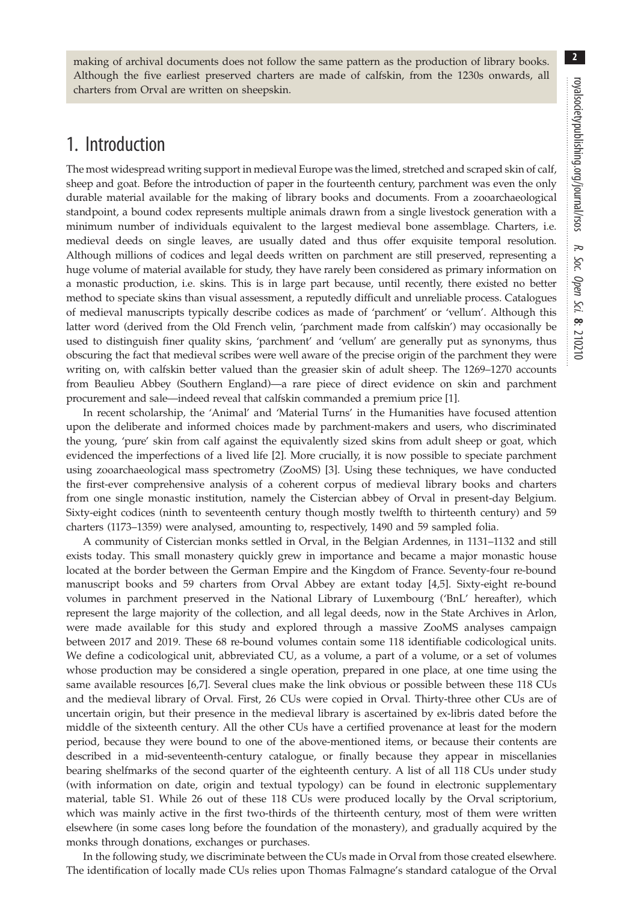making of archival documents does not follow the same pattern as the production of library books. Although the five earliest preserved charters are made of calfskin, from the 1230s onwards, all charters from Orval are written on sheepskin.

## 1. Introduction

The most widespread writing support in medieval Europe was the limed, stretched and scraped skin of calf, sheep and goat. Before the introduction of paper in the fourteenth century, parchment was even the only durable material available for the making of library books and documents. From a zooarchaeological standpoint, a bound codex represents multiple animals drawn from a single livestock generation with a minimum number of individuals equivalent to the largest medieval bone assemblage. Charters, i.e. medieval deeds on single leaves, are usually dated and thus offer exquisite temporal resolution. Although millions of codices and legal deeds written on parchment are still preserved, representing a huge volume of material available for study, they have rarely been considered as primary information on a monastic production, i.e. skins. This is in large part because, until recently, there existed no better method to speciate skins than visual assessment, a reputedly difficult and unreliable process. Catalogues of medieval manuscripts typically describe codices as made of 'parchment' or 'vellum'. Although this latter word (derived from the Old French velin, 'parchment made from calfskin') may occasionally be used to distinguish finer quality skins, 'parchment' and 'vellum' are generally put as synonyms, thus obscuring the fact that medieval scribes were well aware of the precise origin of the parchment they were writing on, with calfskin better valued than the greasier skin of adult sheep. The 1269–1270 accounts from Beaulieu Abbey (Southern England)—a rare piece of direct evidence on skin and parchment procurement and sale—indeed reveal that calfskin commanded a premium price [1].

In recent scholarship, the 'Animal' and 'Material Turns' in the Humanities have focused attention upon the deliberate and informed choices made by parchment-makers and users, who discriminated the young, 'pure' skin from calf against the equivalently sized skins from adult sheep or goat, which evidenced the imperfections of a lived life [2]. More crucially, it is now possible to speciate parchment using zooarchaeological mass spectrometry (ZooMS) [3]. Using these techniques, we have conducted the first-ever comprehensive analysis of a coherent corpus of medieval library books and charters from one single monastic institution, namely the Cistercian abbey of Orval in present-day Belgium. Sixty-eight codices (ninth to seventeenth century though mostly twelfth to thirteenth century) and 59 charters (1173–1359) were analysed, amounting to, respectively, 1490 and 59 sampled folia.

A community of Cistercian monks settled in Orval, in the Belgian Ardennes, in 1131–1132 and still exists today. This small monastery quickly grew in importance and became a major monastic house located at the border between the German Empire and the Kingdom of France. Seventy-four re-bound manuscript books and 59 charters from Orval Abbey are extant today [4,5]. Sixty-eight re-bound volumes in parchment preserved in the National Library of Luxembourg ('BnL' hereafter), which represent the large majority of the collection, and all legal deeds, now in the State Archives in Arlon, were made available for this study and explored through a massive ZooMS analyses campaign between 2017 and 2019. These 68 re-bound volumes contain some 118 identifiable codicological units. We define a codicological unit, abbreviated CU, as a volume, a part of a volume, or a set of volumes whose production may be considered a single operation, prepared in one place, at one time using the same available resources [6,7]. Several clues make the link obvious or possible between these 118 CUs and the medieval library of Orval. First, 26 CUs were copied in Orval. Thirty-three other CUs are of uncertain origin, but their presence in the medieval library is ascertained by ex-libris dated before the middle of the sixteenth century. All the other CUs have a certified provenance at least for the modern period, because they were bound to one of the above-mentioned items, or because their contents are described in a mid-seventeenth-century catalogue, or finally because they appear in miscellanies bearing shelfmarks of the second quarter of the eighteenth century. A list of all 118 CUs under study (with information on date, origin and textual typology) can be found in electronic supplementary material, table S1. While 26 out of these 118 CUs were produced locally by the Orval scriptorium, which was mainly active in the first two-thirds of the thirteenth century, most of them were written elsewhere (in some cases long before the foundation of the monastery), and gradually acquired by the monks through donations, exchanges or purchases.

In the following study, we discriminate between the CUs made in Orval from those created elsewhere. The identification of locally made CUs relies upon Thomas Falmagne's standard catalogue of the Orval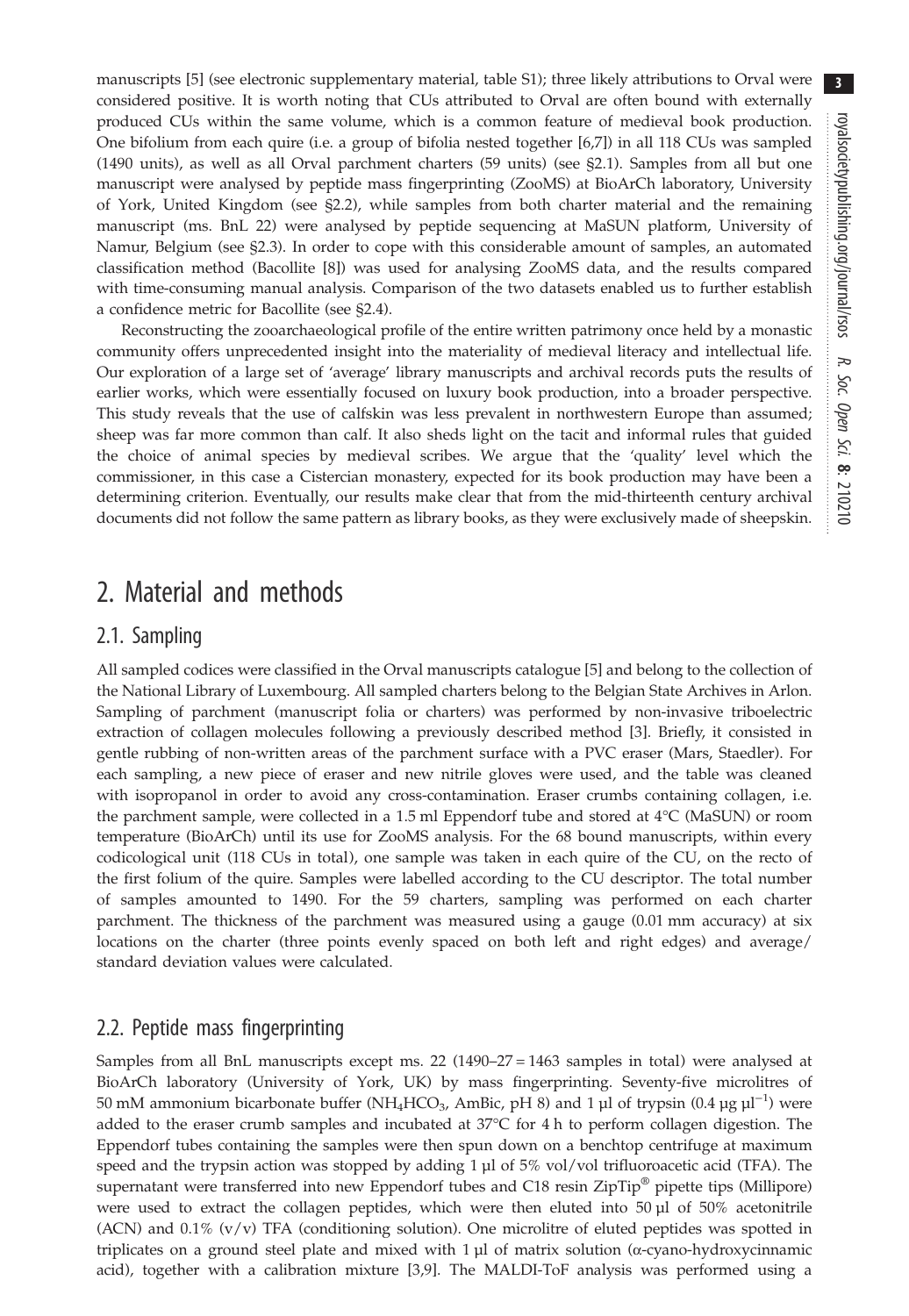manuscripts [5] (see electronic supplementary material, table S1); three likely attributions to Orval were considered positive. It is worth noting that CUs attributed to Orval are often bound with externally produced CUs within the same volume, which is a common feature of medieval book production. One bifolium from each quire (i.e. a group of bifolia nested together [6,7]) in all 118 CUs was sampled (1490 units), as well as all Orval parchment charters (59 units) (see §2.1). Samples from all but one manuscript were analysed by peptide mass fingerprinting (ZooMS) at BioArCh laboratory, University of York, United Kingdom (see §2.2), while samples from both charter material and the remaining manuscript (ms. BnL 22) were analysed by peptide sequencing at MaSUN platform, University of Namur, Belgium (see §2.3). In order to cope with this considerable amount of samples, an automated classification method (Bacollite [8]) was used for analysing ZooMS data, and the results compared with time-consuming manual analysis. Comparison of the two datasets enabled us to further establish a confidence metric for Bacollite (see §2.4).

Reconstructing the zooarchaeological profile of the entire written patrimony once held by a monastic community offers unprecedented insight into the materiality of medieval literacy and intellectual life. Our exploration of a large set of 'average' library manuscripts and archival records puts the results of earlier works, which were essentially focused on luxury book production, into a broader perspective. This study reveals that the use of calfskin was less prevalent in northwestern Europe than assumed; sheep was far more common than calf. It also sheds light on the tacit and informal rules that guided the choice of animal species by medieval scribes. We argue that the 'quality' level which the commissioner, in this case a Cistercian monastery, expected for its book production may have been a determining criterion. Eventually, our results make clear that from the mid-thirteenth century archival documents did not follow the same pattern as library books, as they were exclusively made of sheepskin.

# 2. Material and methods

## 2.1. Sampling

All sampled codices were classified in the Orval manuscripts catalogue [5] and belong to the collection of the National Library of Luxembourg. All sampled charters belong to the Belgian State Archives in Arlon. Sampling of parchment (manuscript folia or charters) was performed by non-invasive triboelectric extraction of collagen molecules following a previously described method [3]. Briefly, it consisted in gentle rubbing of non-written areas of the parchment surface with a PVC eraser (Mars, Staedler). For each sampling, a new piece of eraser and new nitrile gloves were used, and the table was cleaned with isopropanol in order to avoid any cross-contamination. Eraser crumbs containing collagen, i.e. the parchment sample, were collected in a 1.5 ml Eppendorf tube and stored at 4°C (MaSUN) or room temperature (BioArCh) until its use for ZooMS analysis. For the 68 bound manuscripts, within every codicological unit (118 CUs in total), one sample was taken in each quire of the CU, on the recto of the first folium of the quire. Samples were labelled according to the CU descriptor. The total number of samples amounted to 1490. For the 59 charters, sampling was performed on each charter parchment. The thickness of the parchment was measured using a gauge (0.01 mm accuracy) at six locations on the charter (three points evenly spaced on both left and right edges) and average/standard deviation values were calculated.

## 2.2. Peptide mass fingerprinting

Samples from all BnL manuscripts except ms. 22 (1490–27 = 1463 samples in total) were analysed at BioArCh laboratory (University of York, UK) by mass fingerprinting. Seventy-five microlitres of 50 mM ammonium bicarbonate buffer ($NH_4HCO_3$, AmBic, pH 8) and 1 µl of trypsin (0.4 µg µl$^{-1}$) were added to the eraser crumb samples and incubated at 37°C for 4 h to perform collagen digestion. The Eppendorf tubes containing the samples were then spun down on a benchtop centrifuge at maximum speed and the trypsin action was stopped by adding 1 µl of 5% vol/vol trifluoroacetic acid (TFA). The supernatant were transferred into new Eppendorf tubes and C18 resin ZipTip® pipette tips (Millipore) were used to extract the collagen peptides, which were then eluted into 50 µl of 50% acetonitrile (ACN) and 0.1% (v/v) TFA (conditioning solution). One microlitre of eluted peptides was spotted in triplicates on a ground steel plate and mixed with 1 µl of matrix solution (α-cyano-hydroxycinnamic acid), together with a calibration mixture [3,9]. The MALDI-ToF analysis was performed using a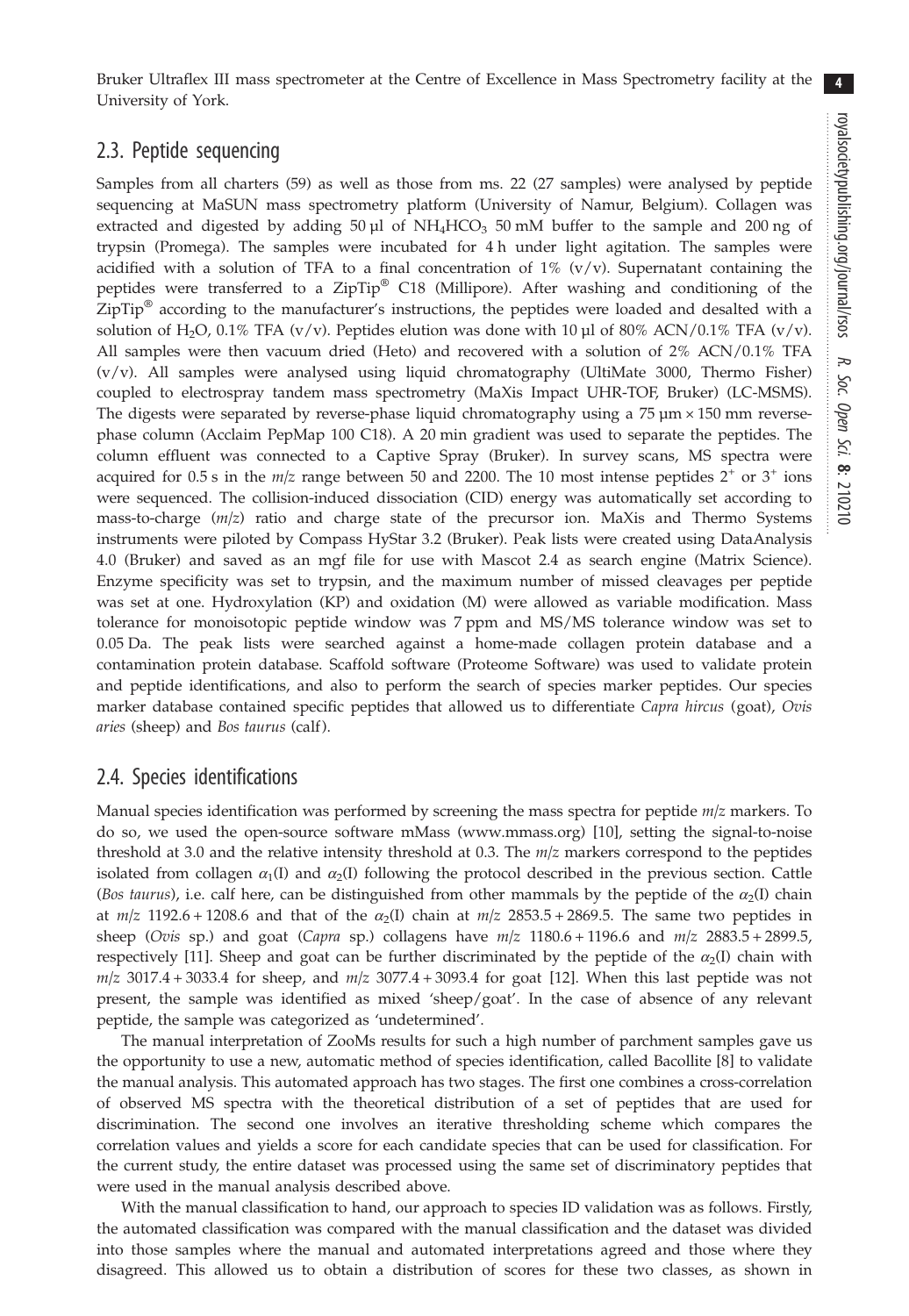Bruker Ultraflex III mass spectrometer at the Centre of Excellence in Mass Spectrometry facility at the University of York.

## 2.3. Peptide sequencing

Samples from all charters (59) as well as those from ms. 22 (27 samples) were analysed by peptide sequencing at MaSUN mass spectrometry platform (University of Namur, Belgium). Collagen was extracted and digested by adding 50 µl of $NH_4HCO_3$ 50 mM buffer to the sample and 200 ng of trypsin (Promega). The samples were incubated for 4 h under light agitation. The samples were acidified with a solution of TFA to a final concentration of 1% (v/v). Supernatant containing the peptides were transferred to a ZipTip® C18 (Millipore). After washing and conditioning of the ZipTip® according to the manufacturer's instructions, the peptides were loaded and desalted with a solution of $H_2O$, 0.1% TFA (v/v). Peptides elution was done with 10 µl of 80% ACN/0.1% TFA (v/v). All samples were then vacuum dried (Heto) and recovered with a solution of 2% ACN/0.1% TFA (v/v). All samples were analysed using liquid chromatography (UltiMate 3000, Thermo Fisher) coupled to electrospray tandem mass spectrometry (MaXis Impact UHR-TOF, Bruker) (LC-MSMS). The digests were separated by reverse-phase liquid chromatography using a 75 µm × 150 mm reverse-phase column (Acclaim PepMap 100 C18). A 20 min gradient was used to separate the peptides. The column effluent was connected to a Captive Spray (Bruker). In survey scans, MS spectra were acquired for 0.5 s in the $m/z$ range between 50 and 2200. The 10 most intense peptides $2^+$ or $3^+$ ions were sequenced. The collision-induced dissociation (CID) energy was automatically set according to mass-to-charge ($m/z$) ratio and charge state of the precursor ion. MaXis and Thermo Systems instruments were piloted by Compass HyStar 3.2 (Bruker). Peak lists were created using DataAnalysis 4.0 (Bruker) and saved as an mgf file for use with Mascot 2.4 as search engine (Matrix Science). Enzyme specificity was set to trypsin, and the maximum number of missed cleavages per peptide was set at one. Hydroxylation (KP) and oxidation (M) were allowed as variable modification. Mass tolerance for monoisotopic peptide window was 7 ppm and MS/MS tolerance window was set to 0.05 Da. The peak lists were searched against a home-made collagen protein database and a contamination protein database. Scaffold software (Proteome Software) was used to validate protein and peptide identifications, and also to perform the search of species marker peptides. Our species marker database contained specific peptides that allowed us to differentiate *Capra hircus* (goat), *Ovis aries* (sheep) and *Bos taurus* (calf).

## 2.4. Species identifications

Manual species identification was performed by screening the mass spectra for peptide $m/z$ markers. To do so, we used the open-source software mMass (www.mmass.org) [10], setting the signal-to-noise threshold at 3.0 and the relative intensity threshold at 0.3. The $m/z$ markers correspond to the peptides isolated from collagen $\alpha_1$(I) and $\alpha_2$(I) following the protocol described in the previous section. Cattle (*Bos taurus*), i.e. calf here, can be distinguished from other mammals by the peptide of the $\alpha_2$(I) chain at $m/z$ 1192.6 + 1208.6 and that of the $\alpha_2$(I) chain at $m/z$ 2853.5 + 2869.5. The same two peptides in sheep (*Ovis* sp.) and goat (*Capra* sp.) collagens have $m/z$ 1180.6 + 1196.6 and $m/z$ 2883.5 + 2899.5, respectively [11]. Sheep and goat can be further discriminated by the peptide of the $\alpha_2$(I) chain with $m/z$ 3017.4 + 3033.4 for sheep, and $m/z$ 3077.4 + 3093.4 for goat [12]. When this last peptide was not present, the sample was identified as mixed 'sheep/goat'. In the case of absence of any relevant peptide, the sample was categorized as 'undetermined'.

The manual interpretation of ZooMs results for such a high number of parchment samples gave us the opportunity to use a new, automatic method of species identification, called Bacollite [8] to validate the manual analysis. This automated approach has two stages. The first one combines a cross-correlation of observed MS spectra with the theoretical distribution of a set of peptides that are used for discrimination. The second one involves an iterative thresholding scheme which compares the correlation values and yields a score for each candidate species that can be used for classification. For the current study, the entire dataset was processed using the same set of discriminatory peptides that were used in the manual analysis described above.

With the manual classification to hand, our approach to species ID validation was as follows. Firstly, the automated classification was compared with the manual classification and the dataset was divided into those samples where the manual and automated interpretations agreed and those where they disagreed. This allowed us to obtain a distribution of scores for these two classes, as shown in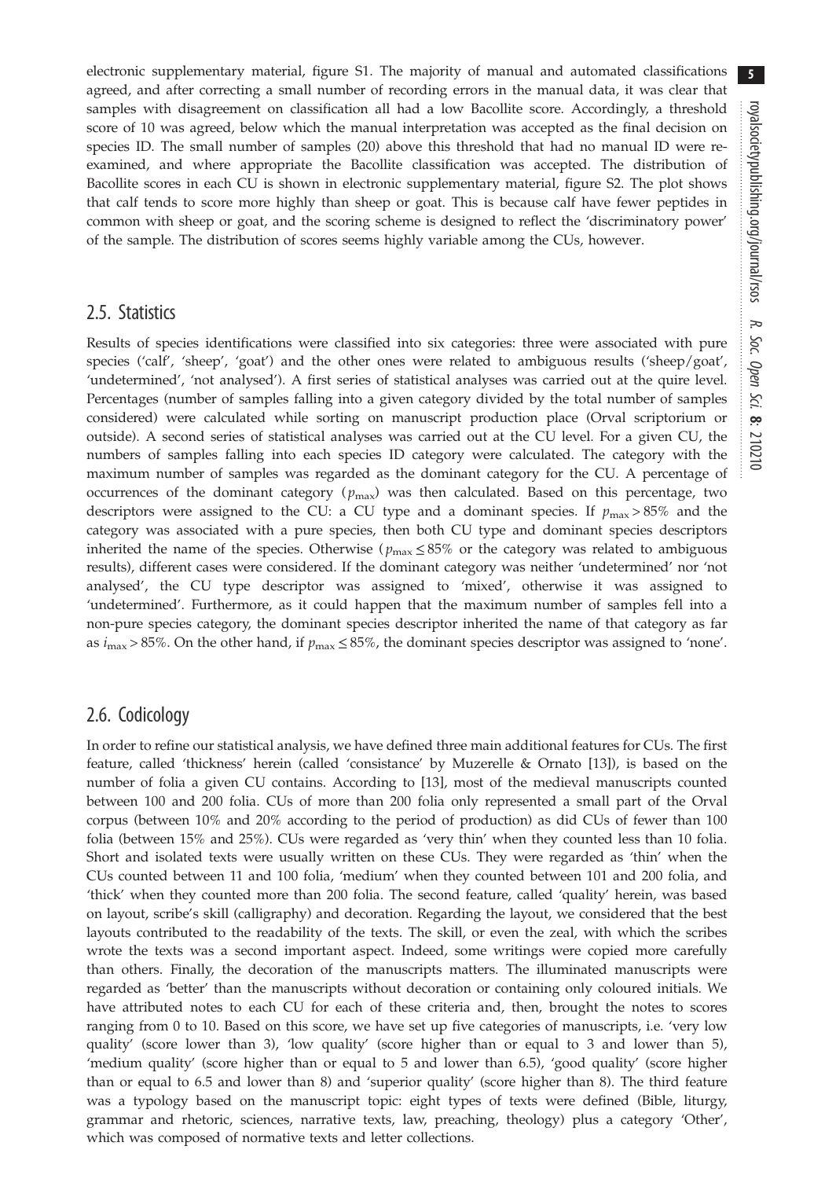electronic supplementary material, figure S1. The majority of manual and automated classifications agreed, and after correcting a small number of recording errors in the manual data, it was clear that samples with disagreement on classification all had a low Bacollite score. Accordingly, a threshold score of 10 was agreed, below which the manual interpretation was accepted as the final decision on species ID. The small number of samples (20) above this threshold that had no manual ID were re-examined, and where appropriate the Bacollite classification was accepted. The distribution of Bacollite scores in each CU is shown in electronic supplementary material, figure S2. The plot shows that calf tends to score more highly than sheep or goat. This is because calf have fewer peptides in common with sheep or goat, and the scoring scheme is designed to reflect the 'discriminatory power' of the sample. The distribution of scores seems highly variable among the CUs, however.

## 2.5. Statistics

Results of species identifications were classified into six categories: three were associated with pure species ('calf', 'sheep', 'goat') and the other ones were related to ambiguous results ('sheep/goat', 'undetermined', 'not analysed'). A first series of statistical analyses was carried out at the quire level. Percentages (number of samples falling into a given category divided by the total number of samples considered) were calculated while sorting on manuscript production place (Orval scriptorium or outside). A second series of statistical analyses was carried out at the CU level. For a given CU, the numbers of samples falling into each species ID category were calculated. The category with the maximum number of samples was regarded as the dominant category for the CU. A percentage of occurrences of the dominant category ($p_{\max}$) was then calculated. Based on this percentage, two descriptors were assigned to the CU: a CU type and a dominant species. If $p_{\max} > 85\%$ and the category was associated with a pure species, then both CU type and dominant species descriptors inherited the name of the species. Otherwise ($p_{\max} \leq 85\%$ or the category was related to ambiguous results), different cases were considered. If the dominant category was neither 'undetermined' nor 'not analysed', the CU type descriptor was assigned to 'mixed', otherwise it was assigned to 'undetermined'. Furthermore, as it could happen that the maximum number of samples fell into a non-pure species category, the dominant species descriptor inherited the name of that category as far as $i_{\max} > 85\%$. On the other hand, if $p_{\max} \leq 85\%$, the dominant species descriptor was assigned to 'none'.

## 2.6. Codicology

In order to refine our statistical analysis, we have defined three main additional features for CUs. The first feature, called 'thickness' herein (called 'consistance' by Muzerelle & Ornato [13]), is based on the number of folia a given CU contains. According to [13], most of the medieval manuscripts counted between 100 and 200 folia. CUs of more than 200 folia only represented a small part of the Orval corpus (between 10% and 20% according to the period of production) as did CUs of fewer than 100 folia (between 15% and 25%). CUs were regarded as 'very thin' when they counted less than 10 folia. Short and isolated texts were usually written on these CUs. They were regarded as 'thin' when the CUs counted between 11 and 100 folia, 'medium' when they counted between 101 and 200 folia, and 'thick' when they counted more than 200 folia. The second feature, called 'quality' herein, was based on layout, scribe's skill (calligraphy) and decoration. Regarding the layout, we considered that the best layouts contributed to the readability of the texts. The skill, or even the zeal, with which the scribes wrote the texts was a second important aspect. Indeed, some writings were copied more carefully than others. Finally, the decoration of the manuscripts matters. The illuminated manuscripts were regarded as 'better' than the manuscripts without decoration or containing only coloured initials. We have attributed notes to each CU for each of these criteria and, then, brought the notes to scores ranging from 0 to 10. Based on this score, we have set up five categories of manuscripts, i.e. 'very low quality' (score lower than 3), 'low quality' (score higher than or equal to 3 and lower than 5), 'medium quality' (score higher than or equal to 5 and lower than 6.5), 'good quality' (score higher than or equal to 6.5 and lower than 8) and 'superior quality' (score higher than 8). The third feature was a typology based on the manuscript topic: eight types of texts were defined (Bible, liturgy, grammar and rhetoric, sciences, narrative texts, law, preaching, theology) plus a category 'Other', which was composed of normative texts and letter collections.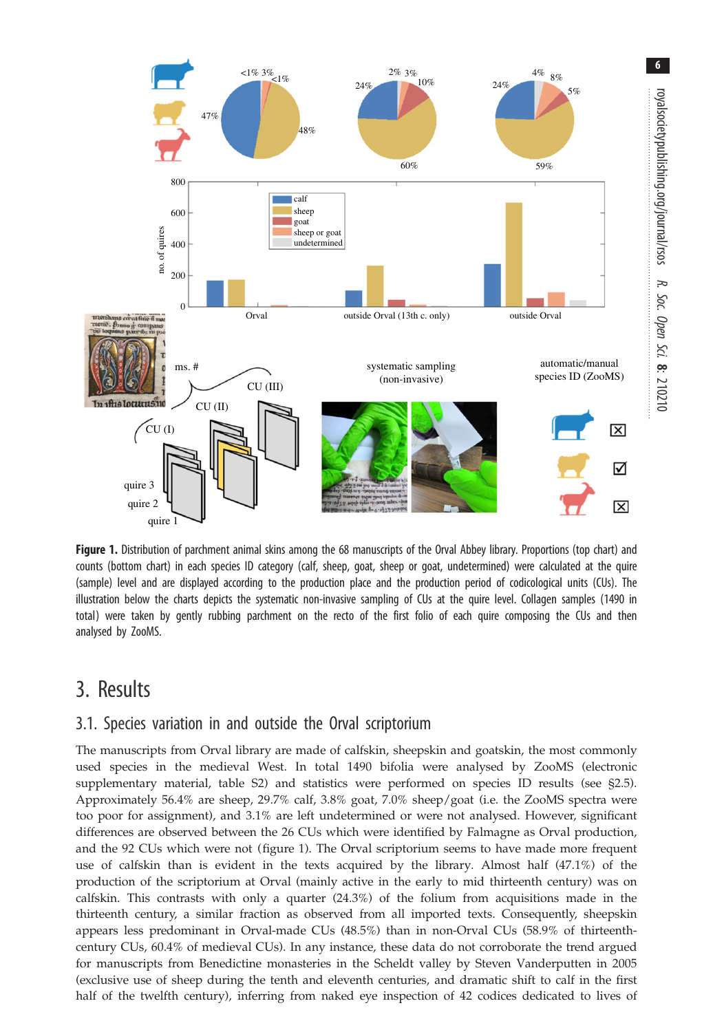<1% 3% <1%

47%

48%

2% 3%

24%

10%

60%

4% 8%

24%

5%

59%

800

600

400

200

0

no. of quires

calf

sheep

goat

sheep or goat

undetermined

Orval

outside Orval (13th c. only)

outside Orval

ms. #

CU (III)

CU (II)

CU (I)

quire 3

quire 2

quire 1

systematic sampling (non-invasive)

automatic/manual species ID (ZooMS)

**Figure 1.** Distribution of parchment animal skins among the 68 manuscripts of the Orval Abbey library. Proportions (top chart) and counts (bottom chart) in each species ID category (calf, sheep, goat, sheep or goat, undetermined) were calculated at the quire (sample) level and are displayed according to the production place and the production period of codicological units (CUs). The illustration below the charts depicts the systematic non-invasive sampling of CUs at the quire level. Collagen samples (1490 in total) were taken by gently rubbing parchment on the recto of the first folio of each quire composing the CUs and then analysed by ZooMS.

# 3. Results

## 3.1. Species variation in and outside the Orval scriptorium

The manuscripts from Orval library are made of calfskin, sheepskin and goatskin, the most commonly used species in the medieval West. In total 1490 bifolia were analysed by ZooMS (electronic supplementary material, table S2) and statistics were performed on species ID results (see §2.5). Approximately 56.4% are sheep, 29.7% calf, 3.8% goat, 7.0% sheep/goat (i.e. the ZooMS spectra were too poor for assignment), and 3.1% are left undetermined or were not analysed. However, significant differences are observed between the 26 CUs which were identified by Falmagne as Orval production, and the 92 CUs which were not (figure 1). The Orval scriptorium seems to have made more frequent use of calfskin than is evident in the texts acquired by the library. Almost half (47.1%) of the production of the scriptorium at Orval (mainly active in the early to mid thirteenth century) was on calfskin. This contrasts with only a quarter (24.3%) of the folium from acquisitions made in the thirteenth century, a similar fraction as observed from all imported texts. Consequently, sheepskin appears less predominant in Orval-made CUs (48.5%) than in non-Orval CUs (58.9% of thirteenth-century CUs, 60.4% of medieval CUs). In any instance, these data do not corroborate the trend argued for manuscripts from Benedictine monasteries in the Scheldt valley by Steven Vanderputten in 2005 (exclusive use of sheep during the tenth and eleventh centuries, and dramatic shift to calf in the first half of the twelfth century), inferring from naked eye inspection of 42 codices dedicated to lives of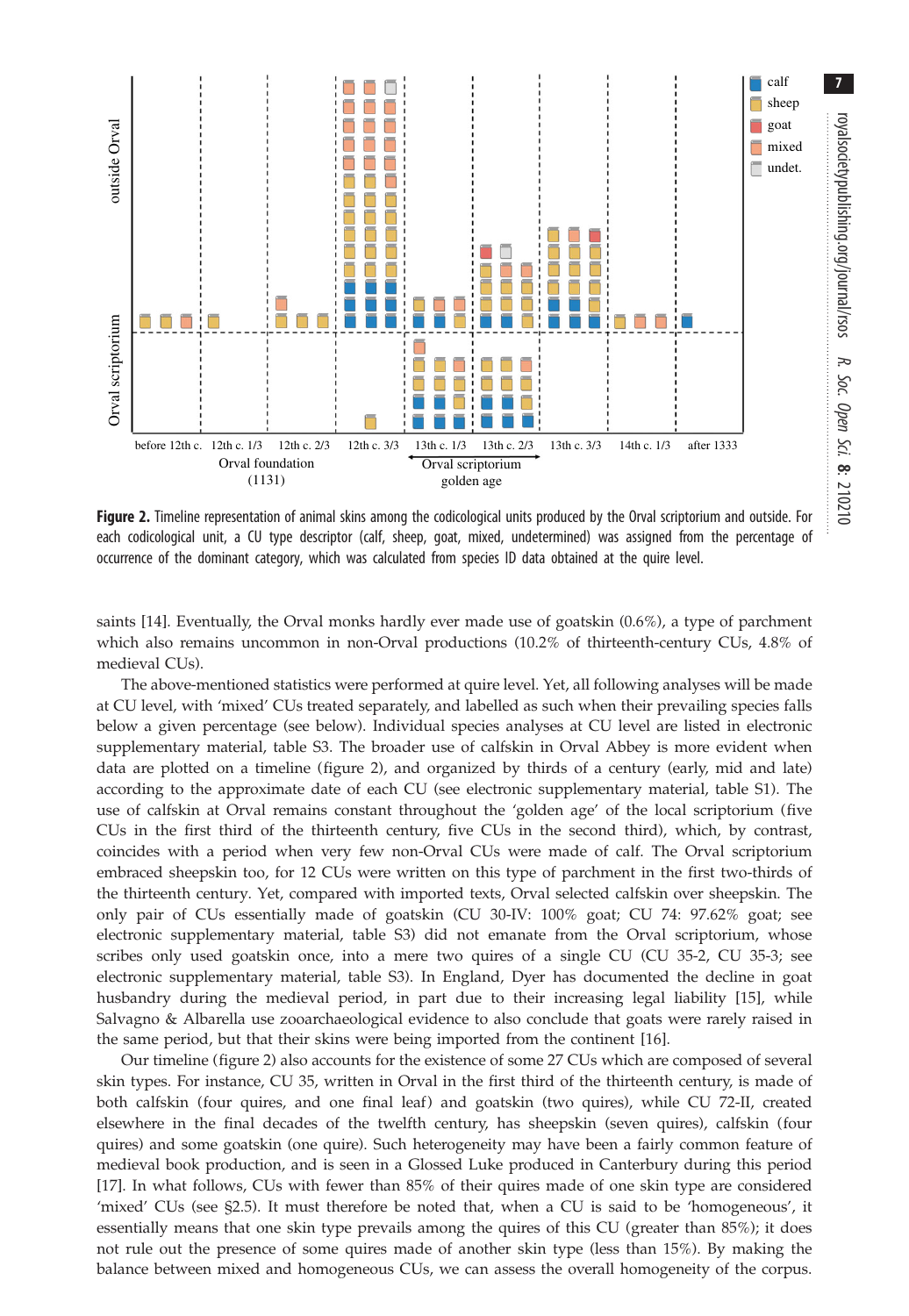outside Orval

Orval scriptorium

calf
sheep
goat
mixed
undet.

before 12th c.
12th c. 1/3
12th c. 2/3
12th c. 3/3
13th c. 1/3
13th c. 2/3
13th c. 3/3
14th c. 1/3
after 1333

Orval foundation (1131)

Orval scriptorium golden age

**Figure 2.** Timeline representation of animal skins among the codicological units produced by the Orval scriptorium and outside. For each codicological unit, a CU type descriptor (calf, sheep, goat, mixed, undetermined) was assigned from the percentage of occurrence of the dominant category, which was calculated from species ID data obtained at the quire level.

saints [14]. Eventually, the Orval monks hardly ever made use of goatskin (0.6%), a type of parchment which also remains uncommon in non-Orval productions (10.2% of thirteenth-century CUs, 4.8% of medieval CUs).

The above-mentioned statistics were performed at quire level. Yet, all following analyses will be made at CU level, with 'mixed' CUs treated separately, and labelled as such when their prevailing species falls below a given percentage (see below). Individual species analyses at CU level are listed in electronic supplementary material, table S3. The broader use of calfskin in Orval Abbey is more evident when data are plotted on a timeline (figure 2), and organized by thirds of a century (early, mid and late) according to the approximate date of each CU (see electronic supplementary material, table S1). The use of calfskin at Orval remains constant throughout the 'golden age' of the local scriptorium (five CUs in the first third of the thirteenth century, five CUs in the second third), which, by contrast, coincides with a period when very few non-Orval CUs were made of calf. The Orval scriptorium embraced sheepskin too, for 12 CUs were written on this type of parchment in the first two-thirds of the thirteenth century. Yet, compared with imported texts, Orval selected calfskin over sheepskin. The only pair of CUs essentially made of goatskin (CU 30-IV: 100% goat; CU 74: 97.62% goat; see electronic supplementary material, table S3) did not emanate from the Orval scriptorium, whose scribes only used goatskin once, into a mere two quires of a single CU (CU 35-2, CU 35-3; see electronic supplementary material, table S3). In England, Dyer has documented the decline in goat husbandry during the medieval period, in part due to their increasing legal liability [15], while Salvagno & Albarella use zooarchaeological evidence to also conclude that goats were rarely raised in the same period, but that their skins were being imported from the continent [16].

Our timeline (figure 2) also accounts for the existence of some 27 CUs which are composed of several skin types. For instance, CU 35, written in Orval in the first third of the thirteenth century, is made of both calfskin (four quires, and one final leaf) and goatskin (two quires), while CU 72-II, created elsewhere in the final decades of the twelfth century, has sheepskin (seven quires), calfskin (four quires) and some goatskin (one quire). Such heterogeneity may have been a fairly common feature of medieval book production, and is seen in a Glossed Luke produced in Canterbury during this period [17]. In what follows, CUs with fewer than 85% of their quires made of one skin type are considered 'mixed' CUs (see §2.5). It must therefore be noted that, when a CU is said to be 'homogeneous', it essentially means that one skin type prevails among the quires of this CU (greater than 85%); it does not rule out the presence of some quires made of another skin type (less than 15%). By making the balance between mixed and homogeneous CUs, we can assess the overall homogeneity of the corpus.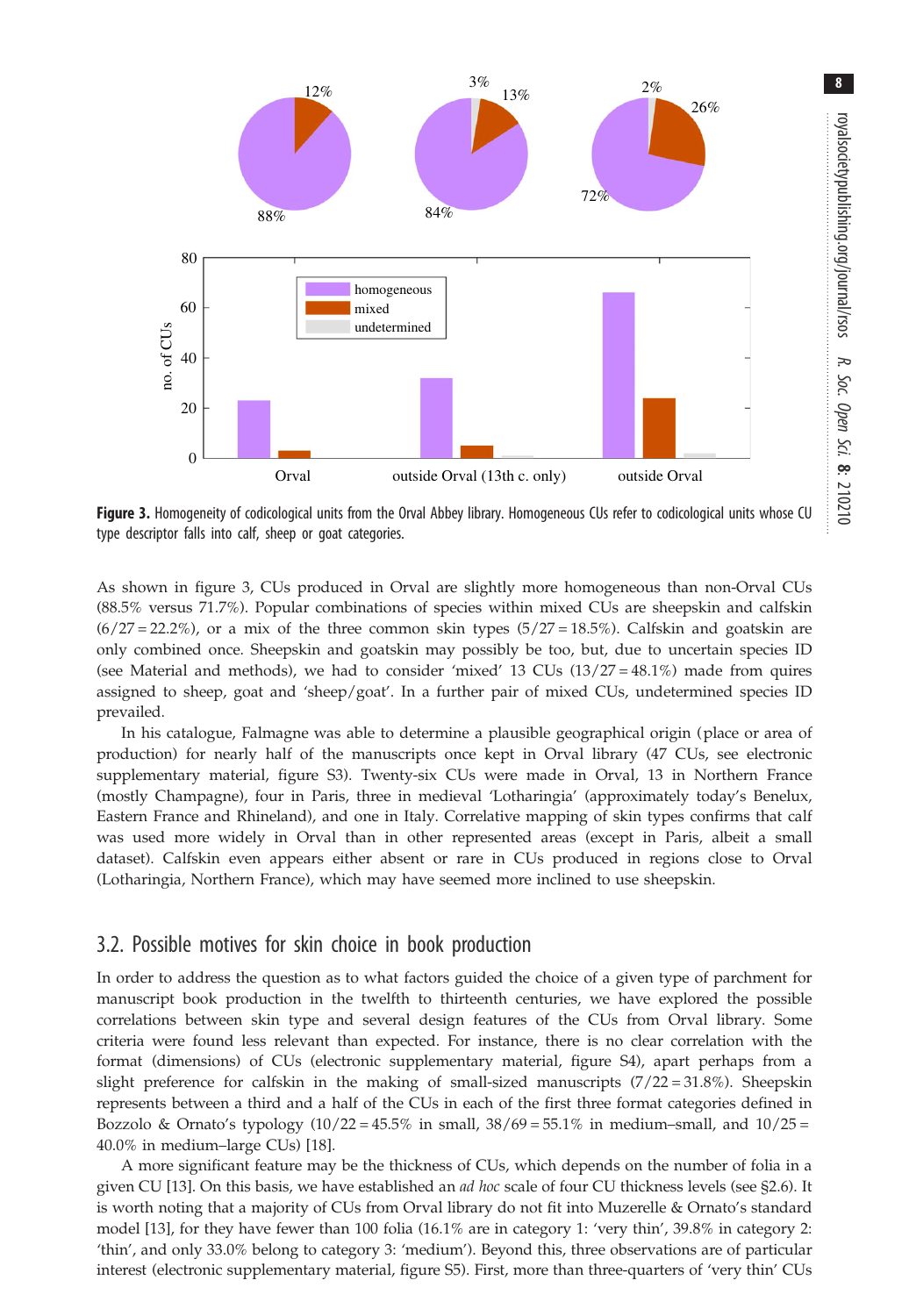12%

88%

3%

13%

84%

2%

26%

72%

80

60

40

20

0

no. of CUs

homogeneous

mixed

undetermined

Orval

outside Orval (13th c. only)

outside Orval

**Figure 3.** Homogeneity of codicological units from the Orval Abbey library. Homogeneous CUs refer to codicological units whose CU type descriptor falls into calf, sheep or goat categories.

As shown in figure 3, CUs produced in Orval are slightly more homogeneous than non-Orval CUs (88.5% versus 71.7%). Popular combinations of species within mixed CUs are sheepskin and calfskin (6/27 = 22.2%), or a mix of the three common skin types (5/27 = 18.5%). Calfskin and goatskin are only combined once. Sheepskin and goatskin may possibly be too, but, due to uncertain species ID (see Material and methods), we had to consider 'mixed' 13 CUs (13/27 = 48.1%) made from quires assigned to sheep, goat and 'sheep/goat'. In a further pair of mixed CUs, undetermined species ID prevailed.

In his catalogue, Falmagne was able to determine a plausible geographical origin (place or area of production) for nearly half of the manuscripts once kept in Orval library (47 CUs, see electronic supplementary material, figure S3). Twenty-six CUs were made in Orval, 13 in Northern France (mostly Champagne), four in Paris, three in medieval 'Lotharingia' (approximately today's Benelux, Eastern France and Rhineland), and one in Italy. Correlative mapping of skin types confirms that calf was used more widely in Orval than in other represented areas (except in Paris, albeit a small dataset). Calfskin even appears either absent or rare in CUs produced in regions close to Orval (Lotharingia, Northern France), which may have seemed more inclined to use sheepskin.

## 3.2. Possible motives for skin choice in book production

In order to address the question as to what factors guided the choice of a given type of parchment for manuscript book production in the twelfth to thirteenth centuries, we have explored the possible correlations between skin type and several design features of the CUs from Orval library. Some criteria were found less relevant than expected. For instance, there is no clear correlation with the format (dimensions) of CUs (electronic supplementary material, figure S4), apart perhaps from a slight preference for calfskin in the making of small-sized manuscripts (7/22 = 31.8%). Sheepskin represents between a third and a half of the CUs in each of the first three format categories defined in Bozzolo & Ornato's typology (10/22 = 45.5% in small, 38/69 = 55.1% in medium–small, and 10/25 = 40.0% in medium–large CUs) [18].

A more significant feature may be the thickness of CUs, which depends on the number of folia in a given CU [13]. On this basis, we have established an *ad hoc* scale of four CU thickness levels (see §2.6). It is worth noting that a majority of CUs from Orval library do not fit into Muzerelle & Ornato's standard model [13], for they have fewer than 100 folia (16.1% are in category 1: 'very thin', 39.8% in category 2: 'thin', and only 33.0% belong to category 3: 'medium'). Beyond this, three observations are of particular interest (electronic supplementary material, figure S5). First, more than three-quarters of 'very thin' CUs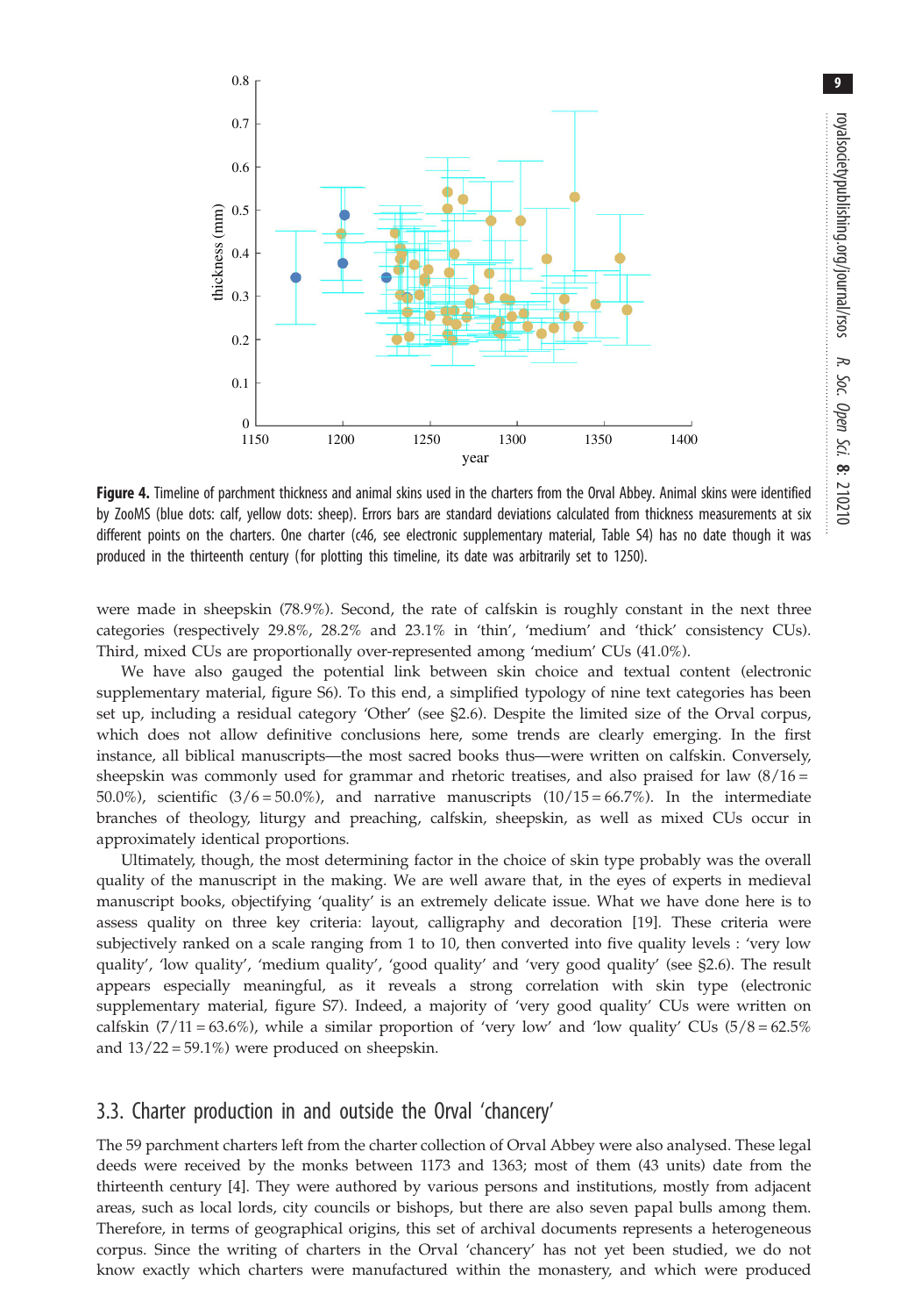0.8
0.7
0.6
0.5
0.4
0.3
0.2
0.1
0
thickness (mm)
1150
1200
1250
1300
1350
1400
year

**Figure 4.** Timeline of parchment thickness and animal skins used in the charters from the Orval Abbey. Animal skins were identified by ZooMS (blue dots: calf, yellow dots: sheep). Errors bars are standard deviations calculated from thickness measurements at six different points on the charters. One charter (c46, see electronic supplementary material, Table S4) has no date though it was produced in the thirteenth century (for plotting this timeline, its date was arbitrarily set to 1250).

were made in sheepskin (78.9%). Second, the rate of calfskin is roughly constant in the next three categories (respectively 29.8%, 28.2% and 23.1% in 'thin', 'medium' and 'thick' consistency CUs). Third, mixed CUs are proportionally over-represented among 'medium' CUs (41.0%).

We have also gauged the potential link between skin choice and textual content (electronic supplementary material, figure S6). To this end, a simplified typology of nine text categories has been set up, including a residual category 'Other' (see §2.6). Despite the limited size of the Orval corpus, which does not allow definitive conclusions here, some trends are clearly emerging. In the first instance, all biblical manuscripts—the most sacred books thus—were written on calfskin. Conversely, sheepskin was commonly used for grammar and rhetoric treatises, and also praised for law (8/16 = 50.0%), scientific (3/6 = 50.0%), and narrative manuscripts (10/15 = 66.7%). In the intermediate branches of theology, liturgy and preaching, calfskin, sheepskin, as well as mixed CUs occur in approximately identical proportions.

Ultimately, though, the most determining factor in the choice of skin type probably was the overall quality of the manuscript in the making. We are well aware that, in the eyes of experts in medieval manuscript books, objectifying 'quality' is an extremely delicate issue. What we have done here is to assess quality on three key criteria: layout, calligraphy and decoration [19]. These criteria were subjectively ranked on a scale ranging from 1 to 10, then converted into five quality levels : 'very low quality', 'low quality', 'medium quality', 'good quality' and 'very good quality' (see §2.6). The result appears especially meaningful, as it reveals a strong correlation with skin type (electronic supplementary material, figure S7). Indeed, a majority of 'very good quality' CUs were written on calfskin (7/11 = 63.6%), while a similar proportion of 'very low' and 'low quality' CUs (5/8 = 62.5% and 13/22 = 59.1%) were produced on sheepskin.

## 3.3. Charter production in and outside the Orval 'chancery'

The 59 parchment charters left from the charter collection of Orval Abbey were also analysed. These legal deeds were received by the monks between 1173 and 1363; most of them (43 units) date from the thirteenth century [4]. They were authored by various persons and institutions, mostly from adjacent areas, such as local lords, city councils or bishops, but there are also seven papal bulls among them. Therefore, in terms of geographical origins, this set of archival documents represents a heterogeneous corpus. Since the writing of charters in the Orval 'chancery' has not yet been studied, we do not know exactly which charters were manufactured within the monastery, and which were produced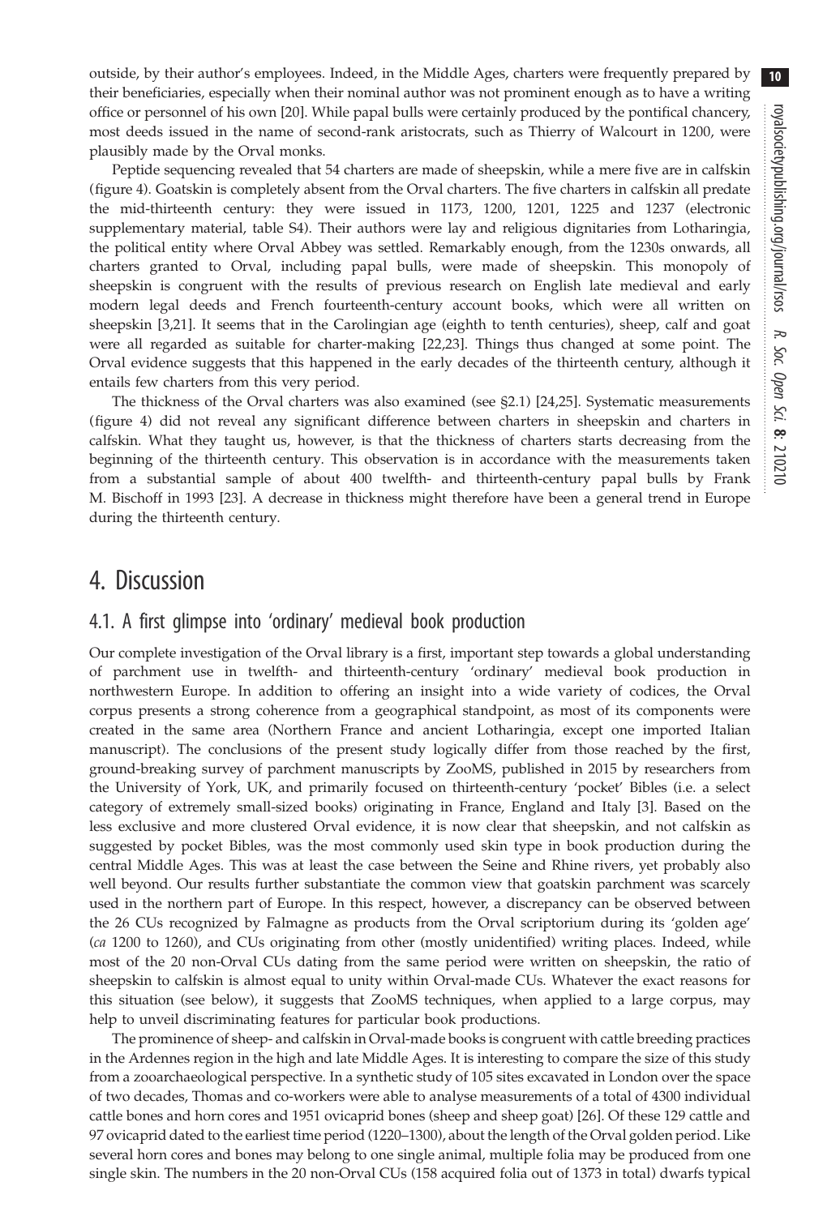outside, by their author's employees. Indeed, in the Middle Ages, charters were frequently prepared by their beneficiaries, especially when their nominal author was not prominent enough as to have a writing office or personnel of his own [20]. While papal bulls were certainly produced by the pontifical chancery, most deeds issued in the name of second-rank aristocrats, such as Thierry of Walcourt in 1200, were plausibly made by the Orval monks.

Peptide sequencing revealed that 54 charters are made of sheepskin, while a mere five are in calfskin (figure 4). Goatskin is completely absent from the Orval charters. The five charters in calfskin all predate the mid-thirteenth century: they were issued in 1173, 1200, 1201, 1225 and 1237 (electronic supplementary material, table S4). Their authors were lay and religious dignitaries from Lotharingia, the political entity where Orval Abbey was settled. Remarkably enough, from the 1230s onwards, all charters granted to Orval, including papal bulls, were made of sheepskin. This monopoly of sheepskin is congruent with the results of previous research on English late medieval and early modern legal deeds and French fourteenth-century account books, which were all written on sheepskin [3,21]. It seems that in the Carolingian age (eighth to tenth centuries), sheep, calf and goat were all regarded as suitable for charter-making [22,23]. Things thus changed at some point. The Orval evidence suggests that this happened in the early decades of the thirteenth century, although it entails few charters from this very period.

The thickness of the Orval charters was also examined (see §2.1) [24,25]. Systematic measurements (figure 4) did not reveal any significant difference between charters in sheepskin and charters in calfskin. What they taught us, however, is that the thickness of charters starts decreasing from the beginning of the thirteenth century. This observation is in accordance with the measurements taken from a substantial sample of about 400 twelfth- and thirteenth-century papal bulls by Frank M. Bischoff in 1993 [23]. A decrease in thickness might therefore have been a general trend in Europe during the thirteenth century.

# 4. Discussion

## 4.1. A first glimpse into 'ordinary' medieval book production

Our complete investigation of the Orval library is a first, important step towards a global understanding of parchment use in twelfth- and thirteenth-century 'ordinary' medieval book production in northwestern Europe. In addition to offering an insight into a wide variety of codices, the Orval corpus presents a strong coherence from a geographical standpoint, as most of its components were created in the same area (Northern France and ancient Lotharingia, except one imported Italian manuscript). The conclusions of the present study logically differ from those reached by the first, ground-breaking survey of parchment manuscripts by ZooMS, published in 2015 by researchers from the University of York, UK, and primarily focused on thirteenth-century 'pocket' Bibles (i.e. a select category of extremely small-sized books) originating in France, England and Italy [3]. Based on the less exclusive and more clustered Orval evidence, it is now clear that sheepskin, and not calfskin as suggested by pocket Bibles, was the most commonly used skin type in book production during the central Middle Ages. This was at least the case between the Seine and Rhine rivers, yet probably also well beyond. Our results further substantiate the common view that goatskin parchment was scarcely used in the northern part of Europe. In this respect, however, a discrepancy can be observed between the 26 CUs recognized by Falmagne as products from the Orval scriptorium during its 'golden age' (*ca* 1200 to 1260), and CUs originating from other (mostly unidentified) writing places. Indeed, while most of the 20 non-Orval CUs dating from the same period were written on sheepskin, the ratio of sheepskin to calfskin is almost equal to unity within Orval-made CUs. Whatever the exact reasons for this situation (see below), it suggests that ZooMS techniques, when applied to a large corpus, may help to unveil discriminating features for particular book productions.

The prominence of sheep- and calfskin in Orval-made books is congruent with cattle breeding practices in the Ardennes region in the high and late Middle Ages. It is interesting to compare the size of this study from a zooarchaeological perspective. In a synthetic study of 105 sites excavated in London over the space of two decades, Thomas and co-workers were able to analyse measurements of a total of 4300 individual cattle bones and horn cores and 1951 ovicaprid bones (sheep and sheep goat) [26]. Of these 129 cattle and 97 ovicaprid dated to the earliest time period (1220–1300), about the length of the Orval golden period. Like several horn cores and bones may belong to one single animal, multiple folia may be produced from one single skin. The numbers in the 20 non-Orval CUs (158 acquired folia out of 1373 in total) dwarfs typical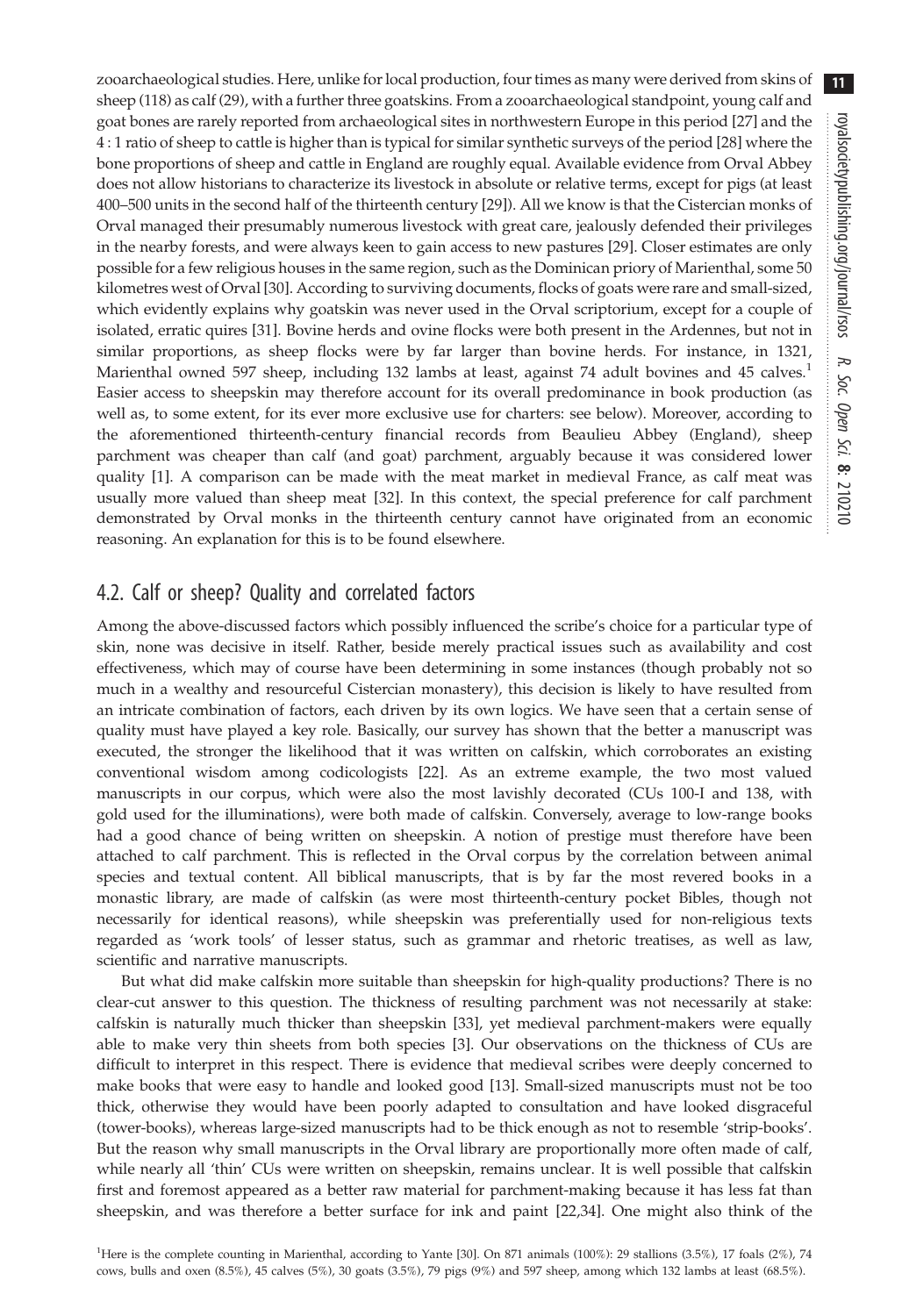zooarchaeological studies. Here, unlike for local production, four times as many were derived from skins of sheep (118) as calf (29), with a further three goatskins. From a zooarchaeological standpoint, young calf and goat bones are rarely reported from archaeological sites in northwestern Europe in this period [27] and the 4 : 1 ratio of sheep to cattle is higher than is typical for similar synthetic surveys of the period [28] where the bone proportions of sheep and cattle in England are roughly equal. Available evidence from Orval Abbey does not allow historians to characterize its livestock in absolute or relative terms, except for pigs (at least 400–500 units in the second half of the thirteenth century [29]). All we know is that the Cistercian monks of Orval managed their presumably numerous livestock with great care, jealously defended their privileges in the nearby forests, and were always keen to gain access to new pastures [29]. Closer estimates are only possible for a few religious houses in the same region, such as the Dominican priory of Marienthal, some 50 kilometres west of Orval [30]. According to surviving documents, flocks of goats were rare and small-sized, which evidently explains why goatskin was never used in the Orval scriptorium, except for a couple of isolated, erratic quires [31]. Bovine herds and ovine flocks were both present in the Ardennes, but not in similar proportions, as sheep flocks were by far larger than bovine herds. For instance, in 1321, Marienthal owned 597 sheep, including 132 lambs at least, against 74 adult bovines and 45 calves.[1] Easier access to sheepskin may therefore account for its overall predominance in book production (as well as, to some extent, for its ever more exclusive use for charters: see below). Moreover, according to the aforementioned thirteenth-century financial records from Beaulieu Abbey (England), sheep parchment was cheaper than calf (and goat) parchment, arguably because it was considered lower quality [1]. A comparison can be made with the meat market in medieval France, as calf meat was usually more valued than sheep meat [32]. In this context, the special preference for calf parchment demonstrated by Orval monks in the thirteenth century cannot have originated from an economic reasoning. An explanation for this is to be found elsewhere.

## 4.2. Calf or sheep? Quality and correlated factors

Among the above-discussed factors which possibly influenced the scribe's choice for a particular type of skin, none was decisive in itself. Rather, beside merely practical issues such as availability and cost effectiveness, which may of course have been determining in some instances (though probably not so much in a wealthy and resourceful Cistercian monastery), this decision is likely to have resulted from an intricate combination of factors, each driven by its own logics. We have seen that a certain sense of quality must have played a key role. Basically, our survey has shown that the better a manuscript was executed, the stronger the likelihood that it was written on calfskin, which corroborates an existing conventional wisdom among codicologists [22]. As an extreme example, the two most valued manuscripts in our corpus, which were also the most lavishly decorated (CUs 100-I and 138, with gold used for the illuminations), were both made of calfskin. Conversely, average to low-range books had a good chance of being written on sheepskin. A notion of prestige must therefore have been attached to calf parchment. This is reflected in the Orval corpus by the correlation between animal species and textual content. All biblical manuscripts, that is by far the most revered books in a monastic library, are made of calfskin (as were most thirteenth-century pocket Bibles, though not necessarily for identical reasons), while sheepskin was preferentially used for non-religious texts regarded as 'work tools' of lesser status, such as grammar and rhetoric treatises, as well as law, scientific and narrative manuscripts.

But what did make calfskin more suitable than sheepskin for high-quality productions? There is no clear-cut answer to this question. The thickness of resulting parchment was not necessarily at stake: calfskin is naturally much thicker than sheepskin [33], yet medieval parchment-makers were equally able to make very thin sheets from both species [3]. Our observations on the thickness of CUs are difficult to interpret in this respect. There is evidence that medieval scribes were deeply concerned to make books that were easy to handle and looked good [13]. Small-sized manuscripts must not be too thick, otherwise they would have been poorly adapted to consultation and have looked disgraceful (tower-books), whereas large-sized manuscripts had to be thick enough as not to resemble 'strip-books'. But the reason why small manuscripts in the Orval library are proportionally more often made of calf, while nearly all 'thin' CUs were written on sheepskin, remains unclear. It is well possible that calfskin first and foremost appeared as a better raw material for parchment-making because it has less fat than sheepskin, and was therefore a better surface for ink and paint [22,34]. One might also think of the

[1] Here is the complete counting in Marienthal, according to Yante [30]. On 871 animals (100%): 29 stallions (3.5%), 17 foals (2%), 74 cows, bulls and oxen (8.5%), 45 calves (5%), 30 goats (3.5%), 79 pigs (9%) and 597 sheep, among which 132 lambs at least (68.5%).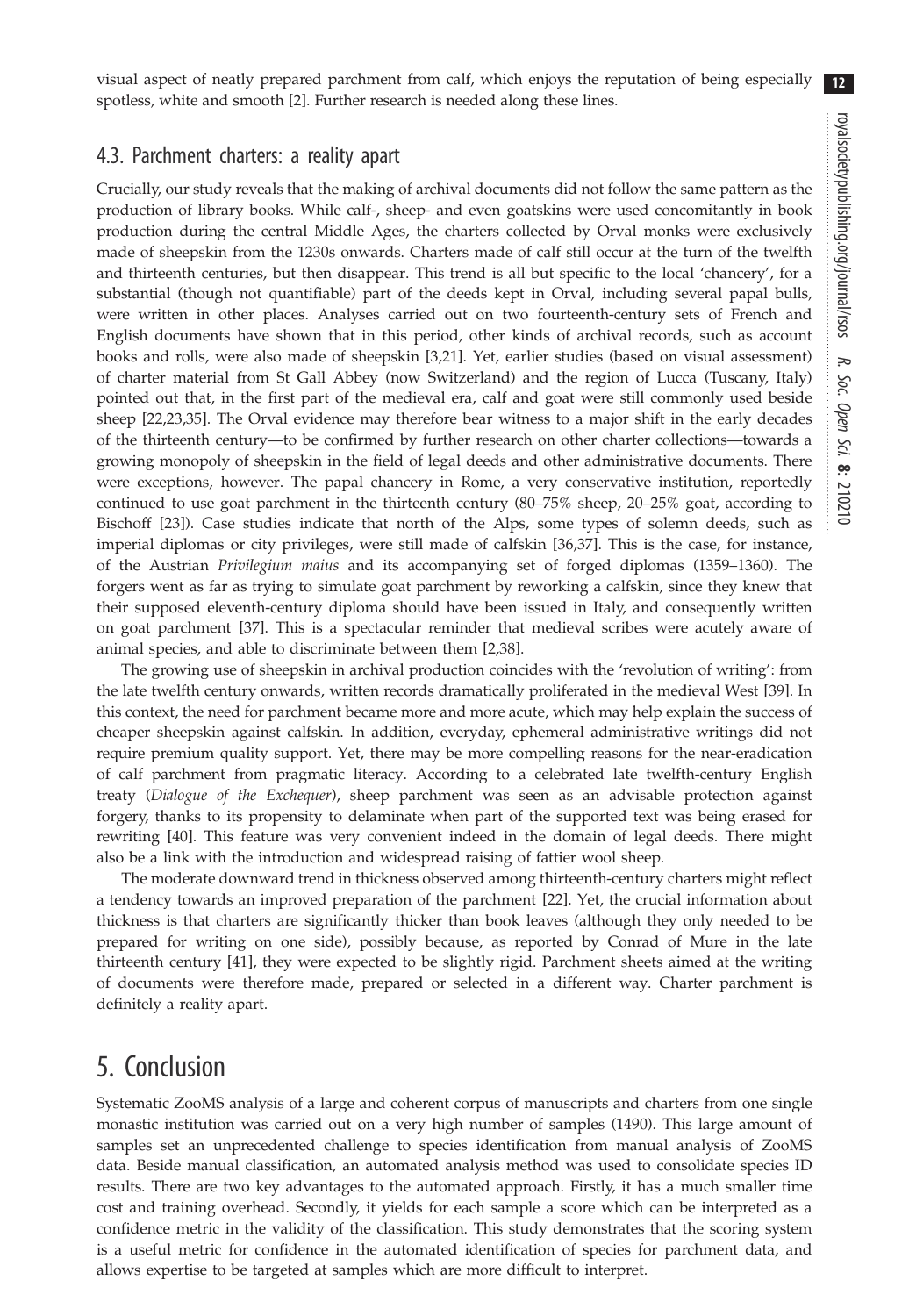visual aspect of neatly prepared parchment from calf, which enjoys the reputation of being especially spotless, white and smooth [2]. Further research is needed along these lines.

### 4.3. Parchment charters: a reality apart

Crucially, our study reveals that the making of archival documents did not follow the same pattern as the production of library books. While calf-, sheep- and even goatskins were used concomitantly in book production during the central Middle Ages, the charters collected by Orval monks were exclusively made of sheepskin from the 1230s onwards. Charters made of calf still occur at the turn of the twelfth and thirteenth centuries, but then disappear. This trend is all but specific to the local 'chancery', for a substantial (though not quantifiable) part of the deeds kept in Orval, including several papal bulls, were written in other places. Analyses carried out on two fourteenth-century sets of French and English documents have shown that in this period, other kinds of archival records, such as account books and rolls, were also made of sheepskin [3,21]. Yet, earlier studies (based on visual assessment) of charter material from St Gall Abbey (now Switzerland) and the region of Lucca (Tuscany, Italy) pointed out that, in the first part of the medieval era, calf and goat were still commonly used beside sheep [22,23,35]. The Orval evidence may therefore bear witness to a major shift in the early decades of the thirteenth century—to be confirmed by further research on other charter collections—towards a growing monopoly of sheepskin in the field of legal deeds and other administrative documents. There were exceptions, however. The papal chancery in Rome, a very conservative institution, reportedly continued to use goat parchment in the thirteenth century (80–75% sheep, 20–25% goat, according to Bischoff [23]). Case studies indicate that north of the Alps, some types of solemn deeds, such as imperial diplomas or city privileges, were still made of calfskin [36,37]. This is the case, for instance, of the Austrian *Privilegium maius* and its accompanying set of forged diplomas (1359–1360). The forgers went as far as trying to simulate goat parchment by reworking a calfskin, since they knew that their supposed eleventh-century diploma should have been issued in Italy, and consequently written on goat parchment [37]. This is a spectacular reminder that medieval scribes were acutely aware of animal species, and able to discriminate between them [2,38].

The growing use of sheepskin in archival production coincides with the 'revolution of writing': from the late twelfth century onwards, written records dramatically proliferated in the medieval West [39]. In this context, the need for parchment became more and more acute, which may help explain the success of cheaper sheepskin against calfskin. In addition, everyday, ephemeral administrative writings did not require premium quality support. Yet, there may be more compelling reasons for the near-eradication of calf parchment from pragmatic literacy. According to a celebrated late twelfth-century English treaty (*Dialogue of the Exchequer*), sheep parchment was seen as an advisable protection against forgery, thanks to its propensity to delaminate when part of the supported text was being erased for rewriting [40]. This feature was very convenient indeed in the domain of legal deeds. There might also be a link with the introduction and widespread raising of fattier wool sheep.

The moderate downward trend in thickness observed among thirteenth-century charters might reflect a tendency towards an improved preparation of the parchment [22]. Yet, the crucial information about thickness is that charters are significantly thicker than book leaves (although they only needed to be prepared for writing on one side), possibly because, as reported by Conrad of Mure in the late thirteenth century [41], they were expected to be slightly rigid. Parchment sheets aimed at the writing of documents were therefore made, prepared or selected in a different way. Charter parchment is definitely a reality apart.

## 5. Conclusion

Systematic ZooMS analysis of a large and coherent corpus of manuscripts and charters from one single monastic institution was carried out on a very high number of samples (1490). This large amount of samples set an unprecedented challenge to species identification from manual analysis of ZooMS data. Beside manual classification, an automated analysis method was used to consolidate species ID results. There are two key advantages to the automated approach. Firstly, it has a much smaller time cost and training overhead. Secondly, it yields for each sample a score which can be interpreted as a confidence metric in the validity of the classification. This study demonstrates that the scoring system is a useful metric for confidence in the automated identification of species for parchment data, and allows expertise to be targeted at samples which are more difficult to interpret.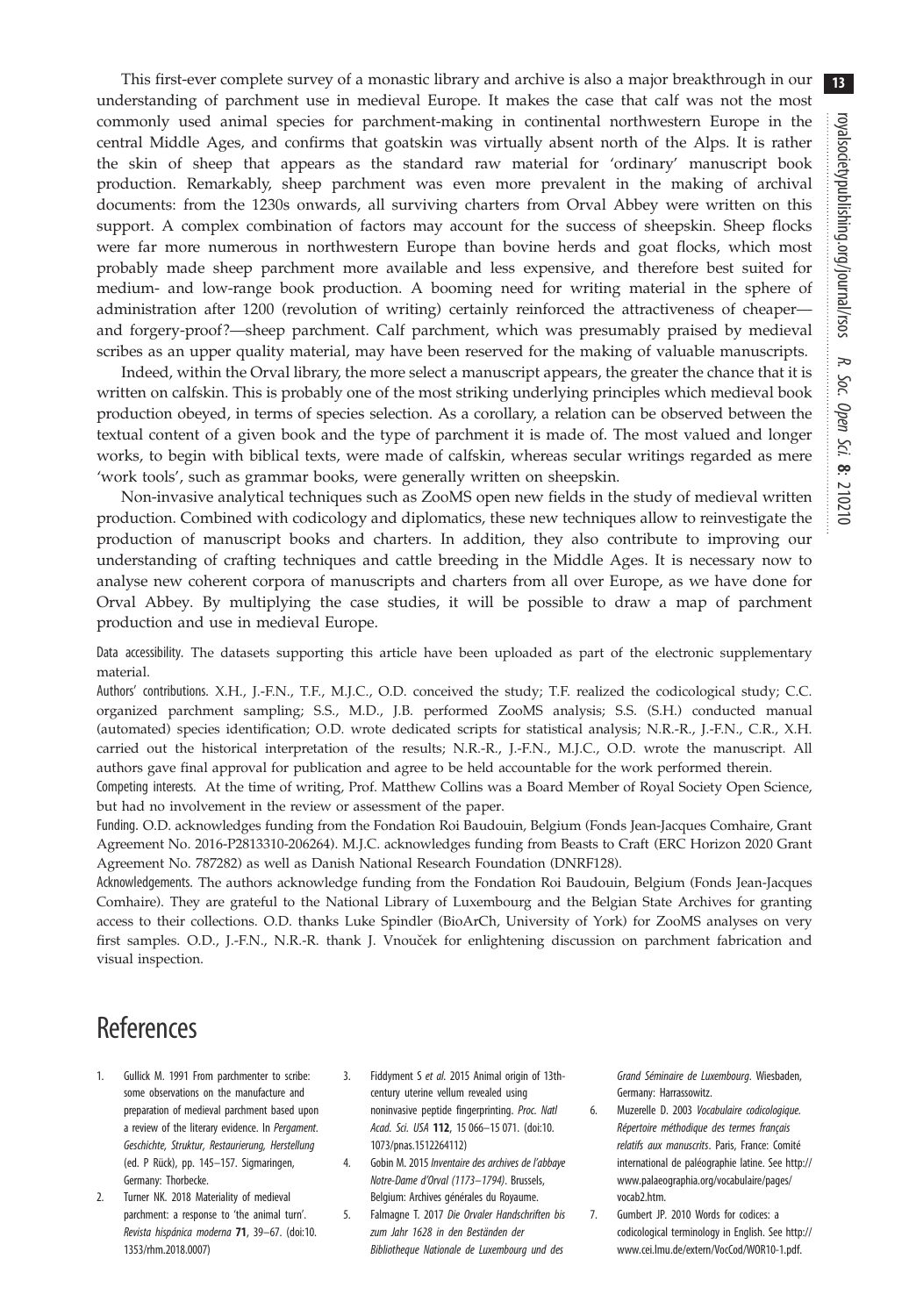This first-ever complete survey of a monastic library and archive is also a major breakthrough in our understanding of parchment use in medieval Europe. It makes the case that calf was not the most commonly used animal species for parchment-making in continental northwestern Europe in the central Middle Ages, and confirms that goatskin was virtually absent north of the Alps. It is rather the skin of sheep that appears as the standard raw material for 'ordinary' manuscript book production. Remarkably, sheep parchment was even more prevalent in the making of archival documents: from the 1230s onwards, all surviving charters from Orval Abbey were written on this support. A complex combination of factors may account for the success of sheepskin. Sheep flocks were far more numerous in northwestern Europe than bovine herds and goat flocks, which most probably made sheep parchment more available and less expensive, and therefore best suited for medium- and low-range book production. A booming need for writing material in the sphere of administration after 1200 (revolution of writing) certainly reinforced the attractiveness of cheaper—and forgery-proof?—sheep parchment. Calf parchment, which was presumably praised by medieval scribes as an upper quality material, may have been reserved for the making of valuable manuscripts.

Indeed, within the Orval library, the more select a manuscript appears, the greater the chance that it is written on calfskin. This is probably one of the most striking underlying principles which medieval book production obeyed, in terms of species selection. As a corollary, a relation can be observed between the textual content of a given book and the type of parchment it is made of. The most valued and longer works, to begin with biblical texts, were made of calfskin, whereas secular writings regarded as mere 'work tools', such as grammar books, were generally written on sheepskin.

Non-invasive analytical techniques such as ZooMS open new fields in the study of medieval written production. Combined with codicology and diplomatics, these new techniques allow to reinvestigate the production of manuscript books and charters. In addition, they also contribute to improving our understanding of crafting techniques and cattle breeding in the Middle Ages. It is necessary now to analyse new coherent corpora of manuscripts and charters from all over Europe, as we have done for Orval Abbey. By multiplying the case studies, it will be possible to draw a map of parchment production and use in medieval Europe.

Data accessibility. The datasets supporting this article have been uploaded as part of the electronic supplementary material.

Authors' contributions. X.H., J.-F.N., T.F., M.J.C., O.D. conceived the study; T.F. realized the codicological study; C.C. organized parchment sampling; S.S., M.D., J.B. performed ZooMS analysis; S.S. (S.H.) conducted manual (automated) species identification; O.D. wrote dedicated scripts for statistical analysis; N.R.-R., J.-F.N., C.R., X.H. carried out the historical interpretation of the results; N.R.-R., J.-F.N., M.J.C., O.D. wrote the manuscript. All authors gave final approval for publication and agree to be held accountable for the work performed therein.

Competing interests. At the time of writing, Prof. Matthew Collins was a Board Member of Royal Society Open Science, but had no involvement in the review or assessment of the paper.

Funding. O.D. acknowledges funding from the Fondation Roi Baudouin, Belgium (Fonds Jean-Jacques Comhaire, Grant Agreement No. 2016-P2813310-206264). M.J.C. acknowledges funding from Beasts to Craft (ERC Horizon 2020 Grant Agreement No. 787282) as well as Danish National Research Foundation (DNRF128).

Acknowledgements. The authors acknowledge funding from the Fondation Roi Baudouin, Belgium (Fonds Jean-Jacques Comhaire). They are grateful to the National Library of Luxembourg and the Belgian State Archives for granting access to their collections. O.D. thanks Luke Spindler (BioArCh, University of York) for ZooMS analyses on very first samples. O.D., J.-F.N., N.R.-R. thank J. Vnouček for enlightening discussion on parchment fabrication and visual inspection.

# References

1. Gullick M. 1991 From parchmenter to scribe: some observations on the manufacture and preparation of medieval parchment based upon a review of the literary evidence. In *Pergament. Geschichte, Struktur, Restaurierung, Herstellung* (ed. P Rück), pp. 145–157. Sigmaringen, Germany: Thorbecke.
2. Turner NK. 2018 Materiality of medieval parchment: a response to 'the animal turn'. *Revista hispánica moderna* **71**, 39–67. (doi:10.1353/rhm.2018.0007)
3. Fiddyment S *et al.* 2015 Animal origin of 13th-century uterine vellum revealed using noninvasive peptide fingerprinting. *Proc. Natl Acad. Sci. USA* **112**, 15 066–15 071. (doi:10.1073/pnas.1512264112)
4. Gobin M. 2015 *Inventaire des archives de l'abbaye Notre-Dame d'Orval (1173–1794)*. Brussels, Belgium: Archives générales du Royaume.
5. Falmagne T. 2017 *Die Orvaler Handschriften bis zum Jahr 1628 in den Beständen der Bibliotheque Nationale de Luxembourg und des Grand Séminaire de Luxembourg*. Wiesbaden, Germany: Harrassowitz.
6. Muzerelle D. 2003 *Vocabulaire codicologique. Répertoire méthodique des termes français relatifs aux manuscrits*. Paris, France: Comité international de paléographie latine. See http://www.palaeographia.org/vocabulaire/pages/vocab2.htm.
7. Gumbert JP. 2010 Words for codices: a codicological terminology in English. See http://www.cei.lmu.de/extern/VocCod/WOR10-1.pdf.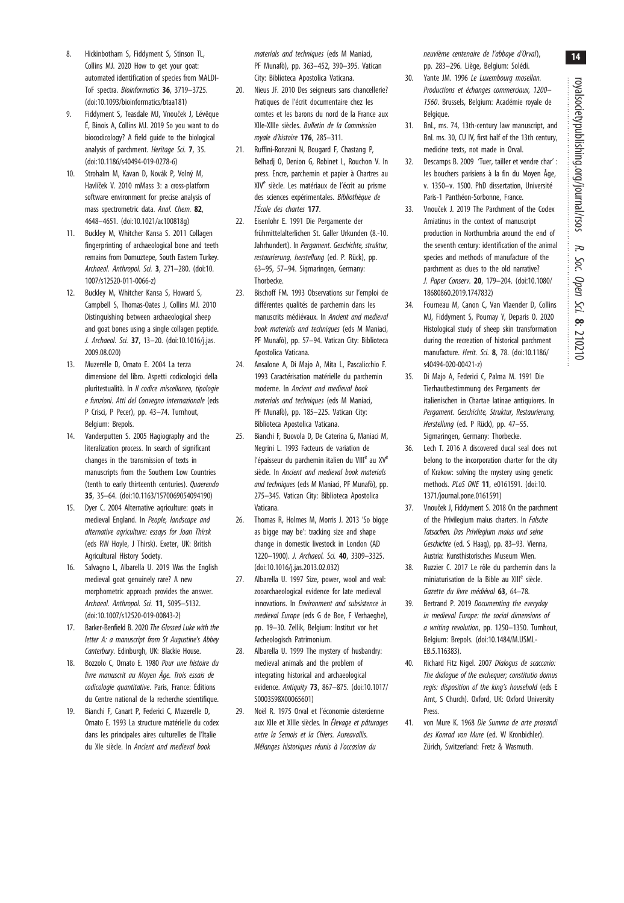8. Hickinbotham S, Fiddyment S, Stinson TL, Collins MJ. 2020 How to get your goat: automated identification of species from MALDI-ToF spectra. *Bioinformatics* **36**, 3719–3725. (doi:10.1093/bioinformatics/btaa181)
9. Fiddyment S, Teasdale MJ, Vnouček J, Lévêque É, Binois A, Collins MJ. 2019 So you want to do biocodicology? A field guide to the biological analysis of parchment. *Heritage Sci.* **7**, 35. (doi:10.1186/s40494-019-0278-6)
10. Strohalm M, Kavan D, Novák P, Volný M, Havlíček V. 2010 mMass 3: a cross-platform software environment for precise analysis of mass spectrometric data. *Anal. Chem.* **82**, 4648–4651. (doi:10.1021/ac100818g)
11. Buckley M, Whitcher Kansa S. 2011 Collagen fingerprinting of archaeological bone and teeth remains from Domuztepe, South Eastern Turkey. *Archaeol. Anthropol. Sci.* **3**, 271–280. (doi:10.1007/s12520-011-0066-z)
12. Buckley M, Whitcher Kansa S, Howard S, Campbell S, Thomas-Oates J, Collins MJ. 2010 Distinguishing between archaeological sheep and goat bones using a single collagen peptide. *J. Archaeol. Sci.* **37**, 13–20. (doi:10.1016/j.jas.2009.08.020)
13. Muzerelle D, Ornato E. 2004 La terza dimensione del libro. Aspetti codicologici della pluritestualità. In *Il codice miscellaneo, tipologie e funzioni. Atti del Convegno internazionale* (eds P Crisci, P Pecer), pp. 43–74. Turnhout, Belgium: Brepols.
14. Vanderputten S. 2005 Hagiography and the literalization process. In search of significant changes in the transmission of texts in manuscripts from the Southern Low Countries (tenth to early thirteenth centuries). *Quaerendo* **35**, 35–64. (doi:10.1163/1570069054094190)
15. Dyer C. 2004 Alternative agriculture: goats in medieval England. In *People, landscape and alternative agriculture: essays for Joan Thirsk* (eds RW Hoyle, J Thirsk). Exeter, UK: British Agricultural History Society.
16. Salvagno L, Albarella U. 2019 Was the English medieval goat genuinely rare? A new morphometric approach provides the answer. *Archaeol. Anthropol. Sci.* **11**, 5095–5132. (doi:10.1007/s12520-019-00843-2)
17. Barker-Benfield B. 2020 *The Glossed Luke with the letter A: a manuscript from St Augustine's Abbey Canterbury*. Edinburgh, UK: Blackie House.
18. Bozzolo C, Ornato E. 1980 *Pour une histoire du livre manuscrit au Moyen Âge. Trois essais de codicologie quantitative*. Paris, France: Éditions du Centre national de la recherche scientifique.
19. Bianchi F, Canart P, Federici C, Muzerelle D, Ornato E. 1993 La structure matérielle du codex dans les principales aires culturelles de l'Italie du XIe siècle. In *Ancient and medieval book materials and techniques* (eds M Maniaci, PF Munafò), pp. 363–452, 390–395. Vatican City: Biblioteca Apostolica Vaticana.
20. Nieus JF. 2010 Des seigneurs sans chancellerie? Pratiques de l'écrit documentaire chez les comtes et les barons du nord de la France aux XIIe-XIIIe siècles. *Bulletin de la Commission royale d'histoire* **176**, 285–311.
21. Ruffini-Ronzani N, Bougard F, Chastang P, Belhadj O, Denion G, Robinet L, Rouchon V. In press. Encre, parchemin et papier à Chartres au XIV[e] siècle. Les matériaux de l'écrit au prisme des sciences expérimentales. *Bibliothèque de l'École des chartes* **177**.
22. Eisenlohr E. 1991 Die Pergamente der frühmittelalterlichen St. Galler Urkunden (8.-10. Jahrhundert). In *Pergament. Geschichte, struktur, restaurierung, herstellung* (ed. P Rück), pp. 63–95, 57–94. Sigmaringen, Germany: Thorbecke.
23. Bischoff FM. 1993 Observations sur l'emploi de différentes qualités de parchemin dans les manuscrits médiévaux. In *Ancient and medieval book materials and techniques* (eds M Maniaci, PF Munafò), pp. 57–94. Vatican City: Biblioteca Apostolica Vaticana.
24. Ansalone A, Di Majo A, Mita L, Pascalicchio F. 1993 Caractérisation matérielle du parchemin moderne. In *Ancient and medieval book materials and techniques* (eds M Maniaci, PF Munafò), pp. 185–225. Vatican City: Biblioteca Apostolica Vaticana.
25. Bianchi F, Buovola D, De Caterina G, Maniaci M, Negrini L. 1993 Facteurs de variation de l'épaisseur du parchemin italien du VIII[e] au XV[e] siècle. In *Ancient and medieval book materials and techniques* (eds M Maniaci, PF Munafò), pp. 275–345. Vatican City: Biblioteca Apostolica Vaticana.
26. Thomas R, Holmes M, Morris J. 2013 'So bigge as bigge may be': tracking size and shape change in domestic livestock in London (AD 1220–1900). *J. Archaeol. Sci.* **40**, 3309–3325. (doi:10.1016/j.jas.2013.02.032)
27. Albarella U. 1997 Size, power, wool and veal: zooarchaeological evidence for late medieval innovations. In *Environment and subsistence in medieval Europe* (eds G de Boe, F Verhaeghe), pp. 19–30. Zellik, Belgium: Institut vor het Archeologisch Patrimonium.
28. Albarella U. 1999 The mystery of husbandry: medieval animals and the problem of integrating historical and archaeological evidence. *Antiquity* **73**, 867–875. (doi:10.1017/S0003598X00065601)
29. Noël R. 1975 Orval et l'économie cistercienne aux XIIe et XIIIe siècles. In *Élevage et pâturages entre la Semois et la Chiers. Aureavallis. Mélanges historiques réunis à l'occasion du neuvième centenaire de l'abbaye d'Orval*), pp. 283–296. Liège, Belgium: Solédi.
30. Yante JM. 1996 *Le Luxembourg mosellan. Productions et échanges commerciaux, 1200–1560*. Brussels, Belgium: Académie royale de Belgique.
31. BnL, ms. 74, 13th-century law manuscript, and BnL ms. 30, CU IV, first half of the 13th century, medicine texts, not made in Orval.
32. Descamps B. 2009 'Tuer, tailler et vendre char' : les bouchers parisiens à la fin du Moyen Âge, v. 1350–v. 1500. PhD dissertation, Université Paris-1 Panthéon-Sorbonne, France.
33. Vnouček J. 2019 The Parchment of the Codex Amiatinus in the context of manuscript production in Northumbria around the end of the seventh century: identification of the animal species and methods of manufacture of the parchment as clues to the old narrative? *J. Paper Conserv.* **20**, 179–204. (doi:10.1080/18680860.2019.1747832)
34. Fourneau M, Canon C, Van Vlaender D, Collins MJ, Fiddyment S, Poumay Y, Deparis O. 2020 Histological study of sheep skin transformation during the recreation of historical parchment manufacture. *Herit. Sci.* **8**, 78. (doi:10.1186/s40494-020-00421-z)
35. Di Majo A, Federici C, Palma M. 1991 Die Tierhautbestimmung des Pergaments der italienischen in Chartae latinae antiquiores. In *Pergament. Geschichte, Struktur, Restaurierung, Herstellung* (ed. P Rück), pp. 47–55. Sigmaringen, Germany: Thorbecke.
36. Lech T. 2016 A discovered ducal seal does not belong to the incorporation charter for the city of Krakow: solving the mystery using genetic methods. *PLoS ONE* **11**, e0161591. (doi:10.1371/journal.pone.0161591)
37. Vnouček J, Fiddyment S. 2018 On the parchment of the Privilegium maius charters. In *Falsche Tatsachen. Das Privilegium maius und seine Geschichte* (ed. S Haag), pp. 83–93. Vienna, Austria: Kunsthistorisches Museum Wien.
38. Ruzzier C. 2017 Le rôle du parchemin dans la miniaturisation de la Bible au XIII[e] siècle. *Gazette du livre médiéval* **63**, 64–78.
39. Bertrand P. 2019 *Documenting the everyday in medieval Europe: the social dimensions of a writing revolution*, pp. 1250–1350. Turnhout, Belgium: Brepols. (doi:10.1484/M.USML-EB.5.116383).
40. Richard Fitz Nigel. 2007 *Dialogus de scaccario: The dialogue of the exchequer; constitutio domus regis: disposition of the king's household* (eds E Amt, S Church). Oxford, UK: Oxford University Press.
41. von Mure K. 1968 *Die Summa de arte prosandi des Konrad von Mure* (ed. W Kronbichler). Zürich, Switzerland: Fretz & Wasmuth.